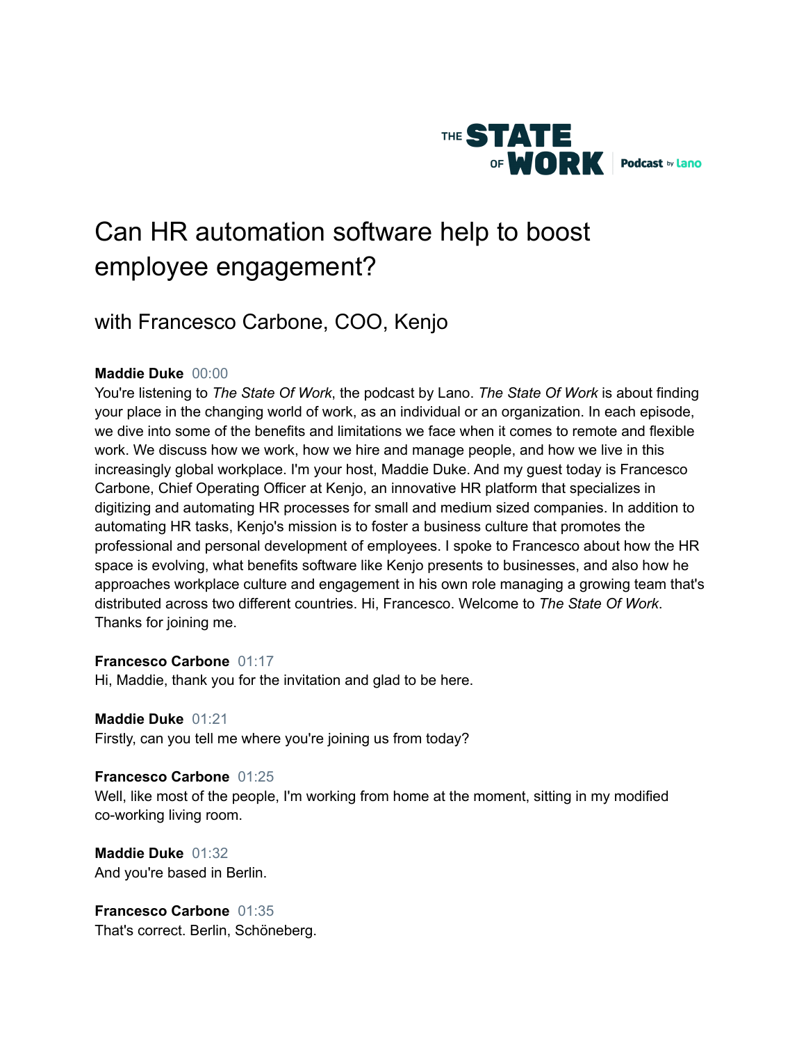THE STATE OF WORK Podcast by lano

# Can HR automation software help to boost employee engagement?

## with Francesco Carbone, COO, Kenjo

**Maddie Duke** 00:00
You're listening to *The State Of Work*, the podcast by Lano. *The State Of Work* is about finding your place in the changing world of work, as an individual or an organization. In each episode, we dive into some of the benefits and limitations we face when it comes to remote and flexible work. We discuss how we work, how we hire and manage people, and how we live in this increasingly global workplace. I'm your host, Maddie Duke. And my guest today is Francesco Carbone, Chief Operating Officer at Kenjo, an innovative HR platform that specializes in digitizing and automating HR processes for small and medium sized companies. In addition to automating HR tasks, Kenjo's mission is to foster a business culture that promotes the professional and personal development of employees. I spoke to Francesco about how the HR space is evolving, what benefits software like Kenjo presents to businesses, and also how he approaches workplace culture and engagement in his own role managing a growing team that's distributed across two different countries. Hi, Francesco. Welcome to *The State Of Work*. Thanks for joining me.

**Francesco Carbone** 01:17
Hi, Maddie, thank you for the invitation and glad to be here.

**Maddie Duke** 01:21
Firstly, can you tell me where you're joining us from today?

**Francesco Carbone** 01:25
Well, like most of the people, I'm working from home at the moment, sitting in my modified co-working living room.

**Maddie Duke** 01:32
And you're based in Berlin.

**Francesco Carbone** 01:35
That's correct. Berlin, Schöneberg.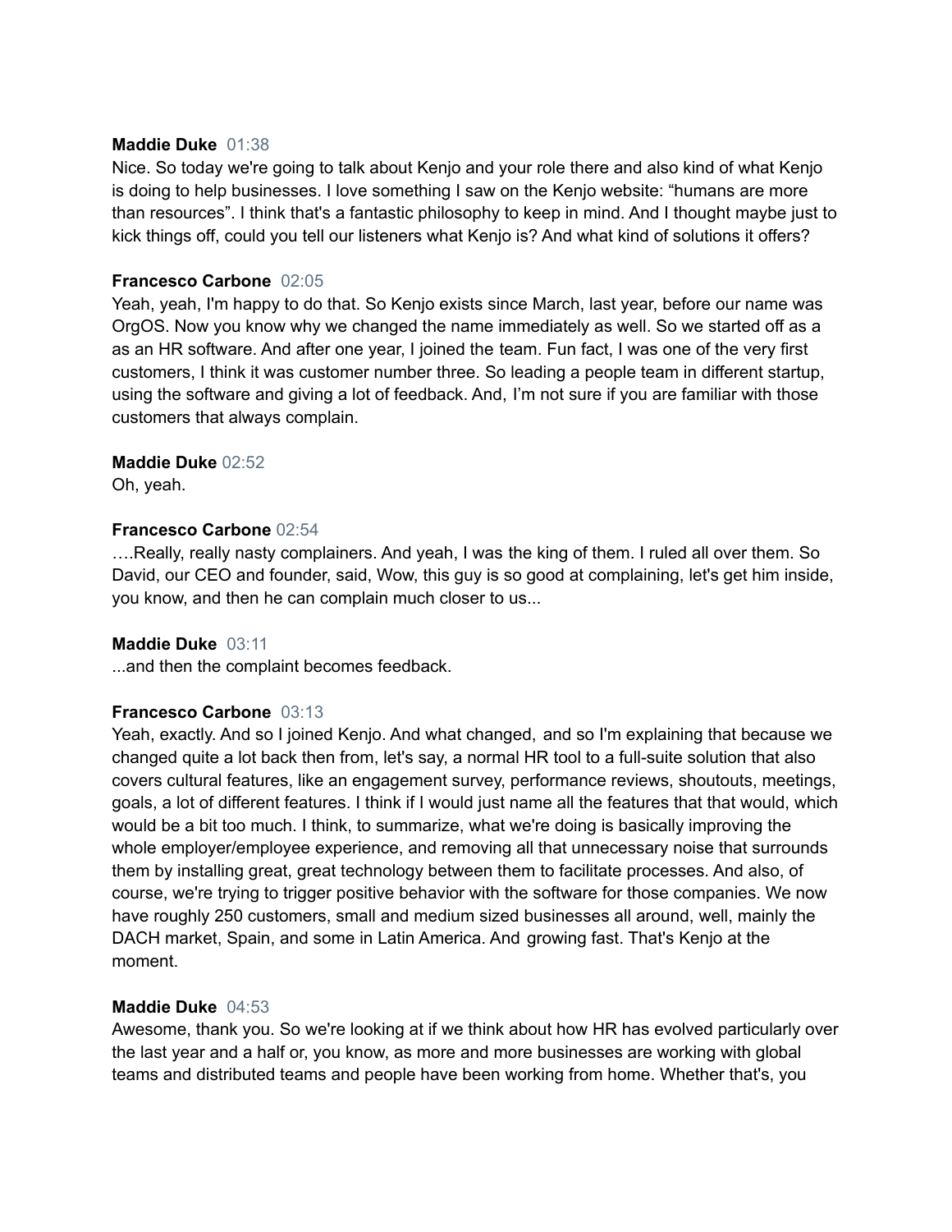**Maddie Duke** 01:38
Nice. So today we're going to talk about Kenjo and your role there and also kind of what Kenjo is doing to help businesses. I love something I saw on the Kenjo website: “humans are more than resources”. I think that's a fantastic philosophy to keep in mind. And I thought maybe just to kick things off, could you tell our listeners what Kenjo is? And what kind of solutions it offers?

**Francesco Carbone** 02:05
Yeah, yeah, I'm happy to do that. So Kenjo exists since March, last year, before our name was OrgOS. Now you know why we changed the name immediately as well. So we started off as a as an HR software. And after one year, I joined the team. Fun fact, I was one of the very first customers, I think it was customer number three. So leading a people team in different startup, using the software and giving a lot of feedback. And, I’m not sure if you are familiar with those customers that always complain.

**Maddie Duke** 02:52
Oh, yeah.

**Francesco Carbone** 02:54
….Really, really nasty complainers. And yeah, I was the king of them. I ruled all over them. So David, our CEO and founder, said, Wow, this guy is so good at complaining, let's get him inside, you know, and then he can complain much closer to us...

**Maddie Duke** 03:11
...and then the complaint becomes feedback.

**Francesco Carbone** 03:13
Yeah, exactly. And so I joined Kenjo. And what changed, and so I'm explaining that because we changed quite a lot back then from, let's say, a normal HR tool to a full-suite solution that also covers cultural features, like an engagement survey, performance reviews, shoutouts, meetings, goals, a lot of different features. I think if I would just name all the features that that would, which would be a bit too much. I think, to summarize, what we're doing is basically improving the whole employer/employee experience, and removing all that unnecessary noise that surrounds them by installing great, great technology between them to facilitate processes. And also, of course, we're trying to trigger positive behavior with the software for those companies. We now have roughly 250 customers, small and medium sized businesses all around, well, mainly the DACH market, Spain, and some in Latin America. And growing fast. That's Kenjo at the moment.

**Maddie Duke** 04:53
Awesome, thank you. So we're looking at if we think about how HR has evolved particularly over the last year and a half or, you know, as more and more businesses are working with global teams and distributed teams and people have been working from home. Whether that's, you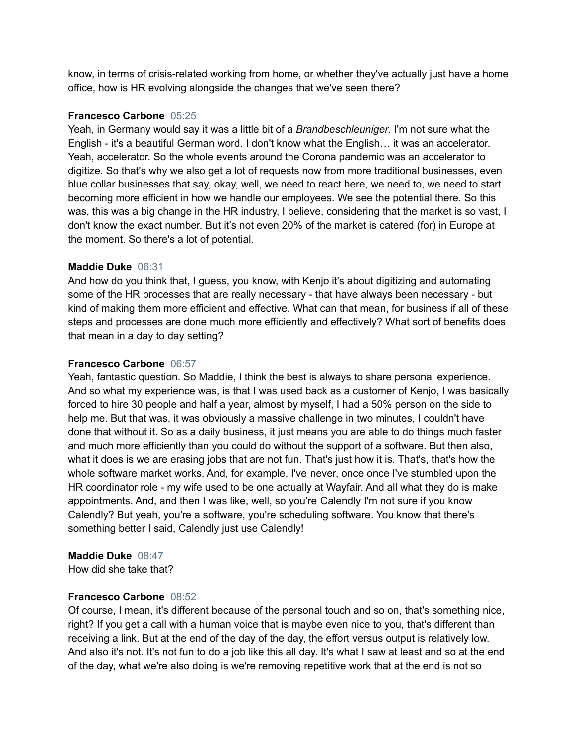know, in terms of crisis-related working from home, or whether they've actually just have a home office, how is HR evolving alongside the changes that we've seen there?

**Francesco Carbone** 05:25
Yeah, in Germany would say it was a little bit of a *Brandbeschleuniger*. I'm not sure what the English - it's a beautiful German word. I don't know what the English… it was an accelerator. Yeah, accelerator. So the whole events around the Corona pandemic was an accelerator to digitize. So that's why we also get a lot of requests now from more traditional businesses, even blue collar businesses that say, okay, well, we need to react here, we need to, we need to start becoming more efficient in how we handle our employees. We see the potential there. So this was, this was a big change in the HR industry, I believe, considering that the market is so vast, I don't know the exact number. But it's not even 20% of the market is catered (for) in Europe at the moment. So there's a lot of potential.

**Maddie Duke** 06:31
And how do you think that, I guess, you know, with Kenjo it's about digitizing and automating some of the HR processes that are really necessary - that have always been necessary - but kind of making them more efficient and effective. What can that mean, for business if all of these steps and processes are done much more efficiently and effectively? What sort of benefits does that mean in a day to day setting?

**Francesco Carbone** 06:57
Yeah, fantastic question. So Maddie, I think the best is always to share personal experience. And so what my experience was, is that I was used back as a customer of Kenjo, I was basically forced to hire 30 people and half a year, almost by myself, I had a 50% person on the side to help me. But that was, it was obviously a massive challenge in two minutes, I couldn't have done that without it. So as a daily business, it just means you are able to do things much faster and much more efficiently than you could do without the support of a software. But then also, what it does is we are erasing jobs that are not fun. That's just how it is. That's, that's how the whole software market works. And, for example, I've never, once once I've stumbled upon the HR coordinator role - my wife used to be one actually at Wayfair. And all what they do is make appointments. And, and then I was like, well, so you're Calendly I'm not sure if you know Calendly? But yeah, you're a software, you're scheduling software. You know that there's something better I said, Calendly just use Calendly!

**Maddie Duke** 08:47
How did she take that?

**Francesco Carbone** 08:52
Of course, I mean, it's different because of the personal touch and so on, that's something nice, right? If you get a call with a human voice that is maybe even nice to you, that's different than receiving a link. But at the end of the day of the day, the effort versus output is relatively low. And also it's not. It's not fun to do a job like this all day. It's what I saw at least and so at the end of the day, what we're also doing is we're removing repetitive work that at the end is not so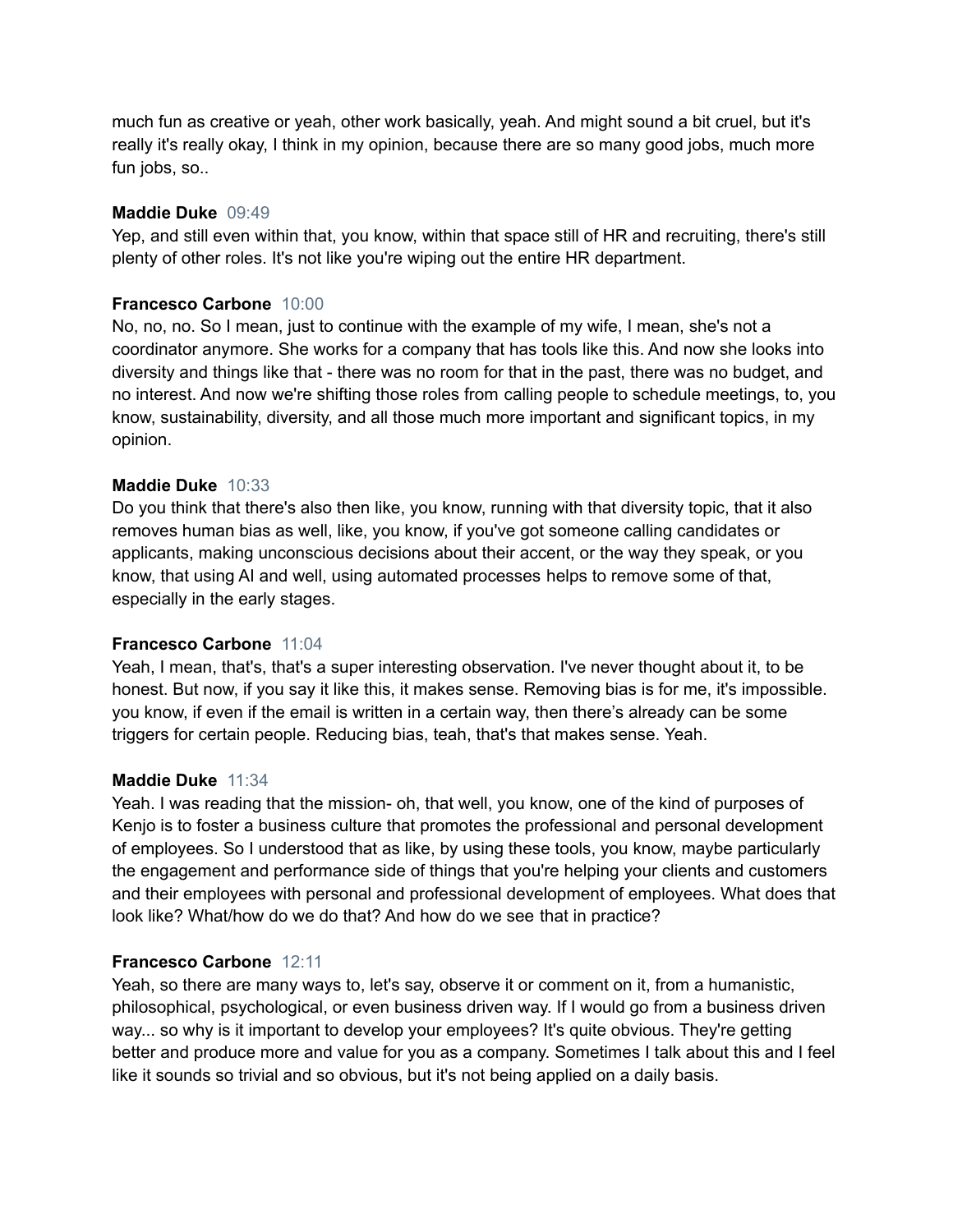much fun as creative or yeah, other work basically, yeah. And might sound a bit cruel, but it's really it's really okay, I think in my opinion, because there are so many good jobs, much more fun jobs, so..

**Maddie Duke** 09:49
Yep, and still even within that, you know, within that space still of HR and recruiting, there's still plenty of other roles. It's not like you're wiping out the entire HR department.

**Francesco Carbone** 10:00
No, no, no. So I mean, just to continue with the example of my wife, I mean, she's not a coordinator anymore. She works for a company that has tools like this. And now she looks into diversity and things like that - there was no room for that in the past, there was no budget, and no interest. And now we're shifting those roles from calling people to schedule meetings, to, you know, sustainability, diversity, and all those much more important and significant topics, in my opinion.

**Maddie Duke** 10:33
Do you think that there's also then like, you know, running with that diversity topic, that it also removes human bias as well, like, you know, if you've got someone calling candidates or applicants, making unconscious decisions about their accent, or the way they speak, or you know, that using AI and well, using automated processes helps to remove some of that, especially in the early stages.

**Francesco Carbone** 11:04
Yeah, I mean, that's, that's a super interesting observation. I've never thought about it, to be honest. But now, if you say it like this, it makes sense. Removing bias is for me, it's impossible. you know, if even if the email is written in a certain way, then there's already can be some triggers for certain people. Reducing bias, teah, that's that makes sense. Yeah.

**Maddie Duke** 11:34
Yeah. I was reading that the mission- oh, that well, you know, one of the kind of purposes of Kenjo is to foster a business culture that promotes the professional and personal development of employees. So I understood that as like, by using these tools, you know, maybe particularly the engagement and performance side of things that you're helping your clients and customers and their employees with personal and professional development of employees. What does that look like? What/how do we do that? And how do we see that in practice?

**Francesco Carbone** 12:11
Yeah, so there are many ways to, let's say, observe it or comment on it, from a humanistic, philosophical, psychological, or even business driven way. If I would go from a business driven way... so why is it important to develop your employees? It's quite obvious. They're getting better and produce more and value for you as a company. Sometimes I talk about this and I feel like it sounds so trivial and so obvious, but it's not being applied on a daily basis.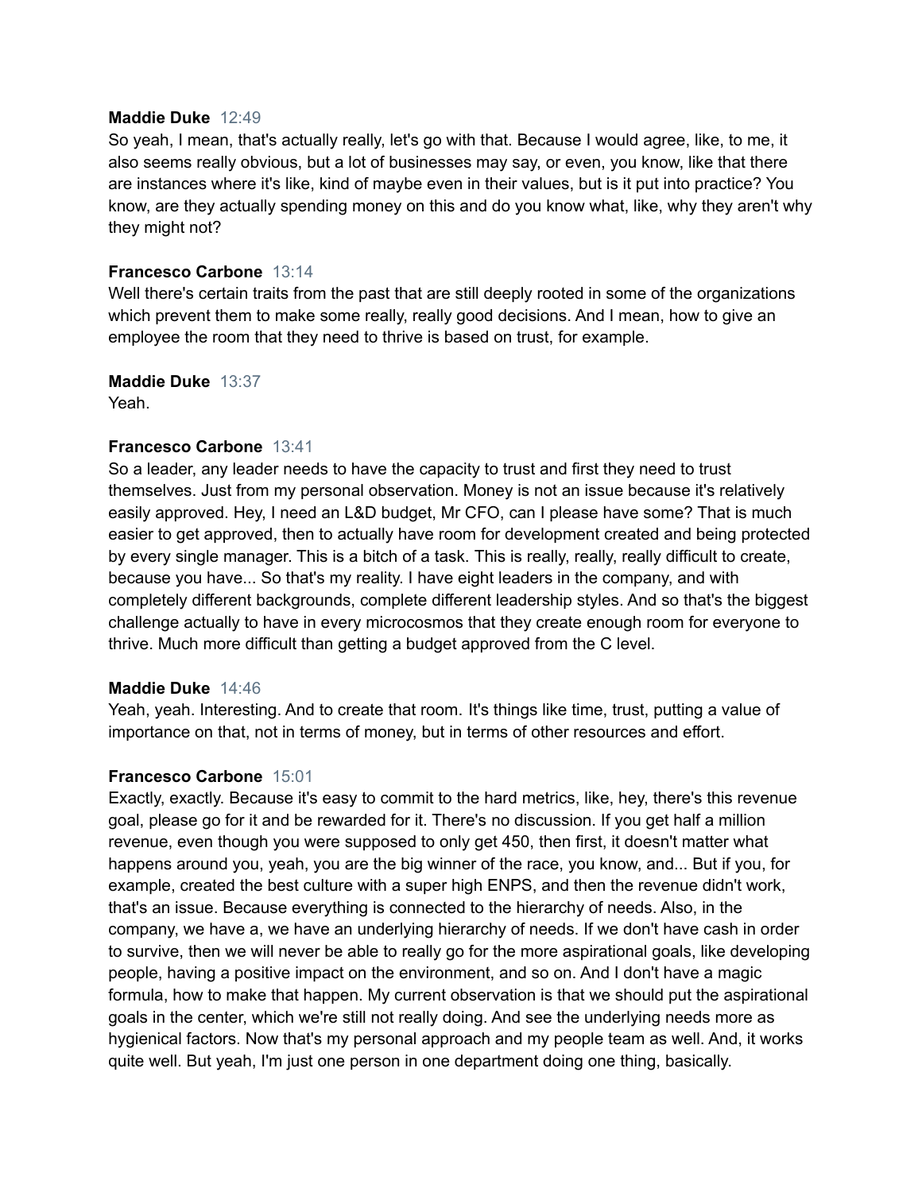**Maddie Duke** 12:49
So yeah, I mean, that's actually really, let's go with that. Because I would agree, like, to me, it also seems really obvious, but a lot of businesses may say, or even, you know, like that there are instances where it's like, kind of maybe even in their values, but is it put into practice? You know, are they actually spending money on this and do you know what, like, why they aren't why they might not?

**Francesco Carbone** 13:14
Well there's certain traits from the past that are still deeply rooted in some of the organizations which prevent them to make some really, really good decisions. And I mean, how to give an employee the room that they need to thrive is based on trust, for example.

**Maddie Duke** 13:37
Yeah.

**Francesco Carbone** 13:41
So a leader, any leader needs to have the capacity to trust and first they need to trust themselves. Just from my personal observation. Money is not an issue because it's relatively easily approved. Hey, I need an L&D budget, Mr CFO, can I please have some? That is much easier to get approved, then to actually have room for development created and being protected by every single manager. This is a bitch of a task. This is really, really, really difficult to create, because you have... So that's my reality. I have eight leaders in the company, and with completely different backgrounds, complete different leadership styles. And so that's the biggest challenge actually to have in every microcosmos that they create enough room for everyone to thrive. Much more difficult than getting a budget approved from the C level.

**Maddie Duke** 14:46
Yeah, yeah. Interesting. And to create that room. It's things like time, trust, putting a value of importance on that, not in terms of money, but in terms of other resources and effort.

**Francesco Carbone** 15:01
Exactly, exactly. Because it's easy to commit to the hard metrics, like, hey, there's this revenue goal, please go for it and be rewarded for it. There's no discussion. If you get half a million revenue, even though you were supposed to only get 450, then first, it doesn't matter what happens around you, yeah, you are the big winner of the race, you know, and... But if you, for example, created the best culture with a super high ENPS, and then the revenue didn't work, that's an issue. Because everything is connected to the hierarchy of needs. Also, in the company, we have a, we have an underlying hierarchy of needs. If we don't have cash in order to survive, then we will never be able to really go for the more aspirational goals, like developing people, having a positive impact on the environment, and so on. And I don't have a magic formula, how to make that happen. My current observation is that we should put the aspirational goals in the center, which we're still not really doing. And see the underlying needs more as hygienical factors. Now that's my personal approach and my people team as well. And, it works quite well. But yeah, I'm just one person in one department doing one thing, basically.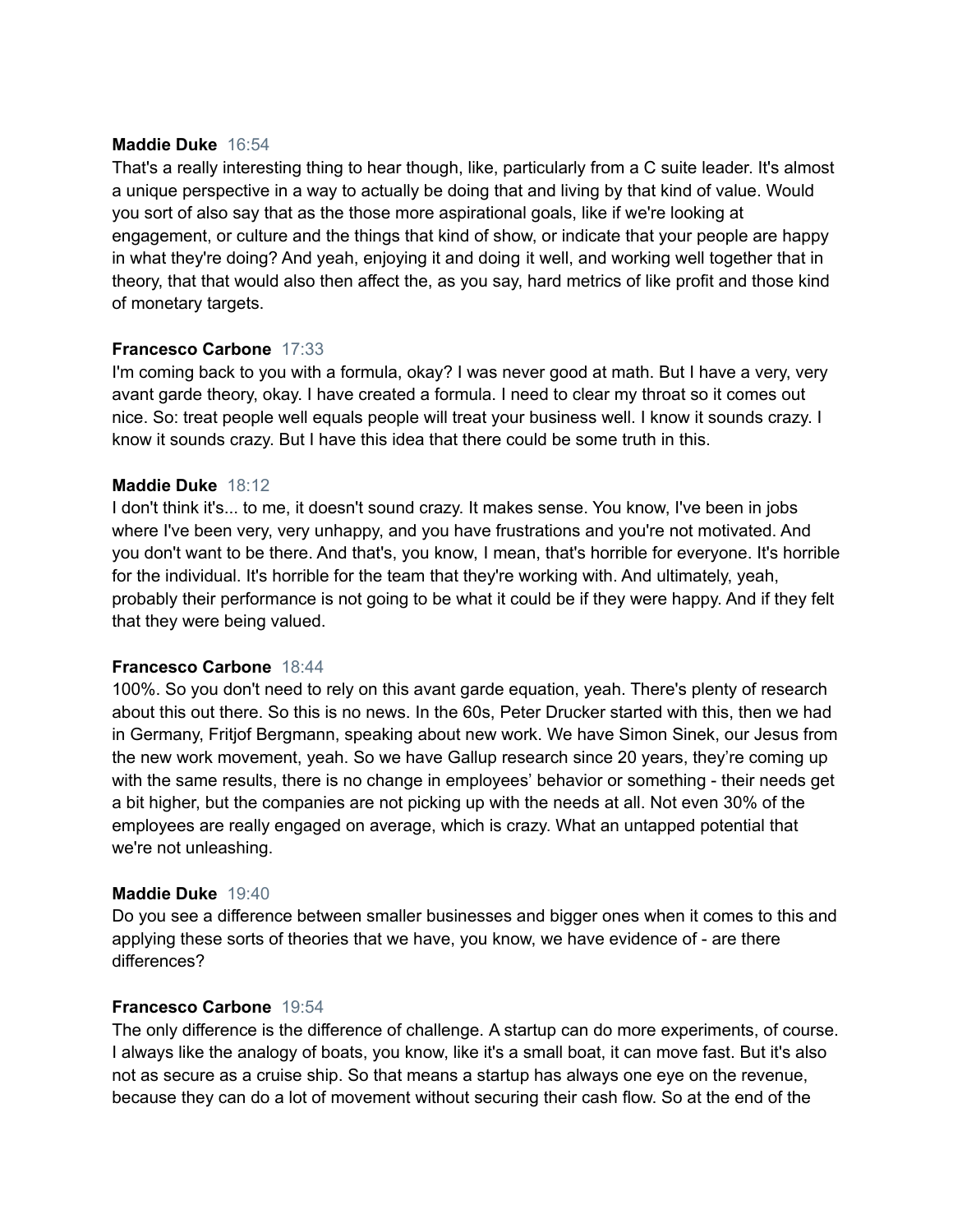**Maddie Duke** 16:54
That's a really interesting thing to hear though, like, particularly from a C suite leader. It's almost a unique perspective in a way to actually be doing that and living by that kind of value. Would you sort of also say that as the those more aspirational goals, like if we're looking at engagement, or culture and the things that kind of show, or indicate that your people are happy in what they're doing? And yeah, enjoying it and doing it well, and working well together that in theory, that that would also then affect the, as you say, hard metrics of like profit and those kind of monetary targets.

**Francesco Carbone** 17:33
I'm coming back to you with a formula, okay? I was never good at math. But I have a very, very avant garde theory, okay. I have created a formula. I need to clear my throat so it comes out nice. So: treat people well equals people will treat your business well. I know it sounds crazy. I know it sounds crazy. But I have this idea that there could be some truth in this.

**Maddie Duke** 18:12
I don't think it's... to me, it doesn't sound crazy. It makes sense. You know, I've been in jobs where I've been very, very unhappy, and you have frustrations and you're not motivated. And you don't want to be there. And that's, you know, I mean, that's horrible for everyone. It's horrible for the individual. It's horrible for the team that they're working with. And ultimately, yeah, probably their performance is not going to be what it could be if they were happy. And if they felt that they were being valued.

**Francesco Carbone** 18:44
100%. So you don't need to rely on this avant garde equation, yeah. There's plenty of research about this out there. So this is no news. In the 60s, Peter Drucker started with this, then we had in Germany, Fritjof Bergmann, speaking about new work. We have Simon Sinek, our Jesus from the new work movement, yeah. So we have Gallup research since 20 years, they're coming up with the same results, there is no change in employees' behavior or something - their needs get a bit higher, but the companies are not picking up with the needs at all. Not even 30% of the employees are really engaged on average, which is crazy. What an untapped potential that we're not unleashing.

**Maddie Duke** 19:40
Do you see a difference between smaller businesses and bigger ones when it comes to this and applying these sorts of theories that we have, you know, we have evidence of - are there differences?

**Francesco Carbone** 19:54
The only difference is the difference of challenge. A startup can do more experiments, of course. I always like the analogy of boats, you know, like it's a small boat, it can move fast. But it's also not as secure as a cruise ship. So that means a startup has always one eye on the revenue, because they can do a lot of movement without securing their cash flow. So at the end of the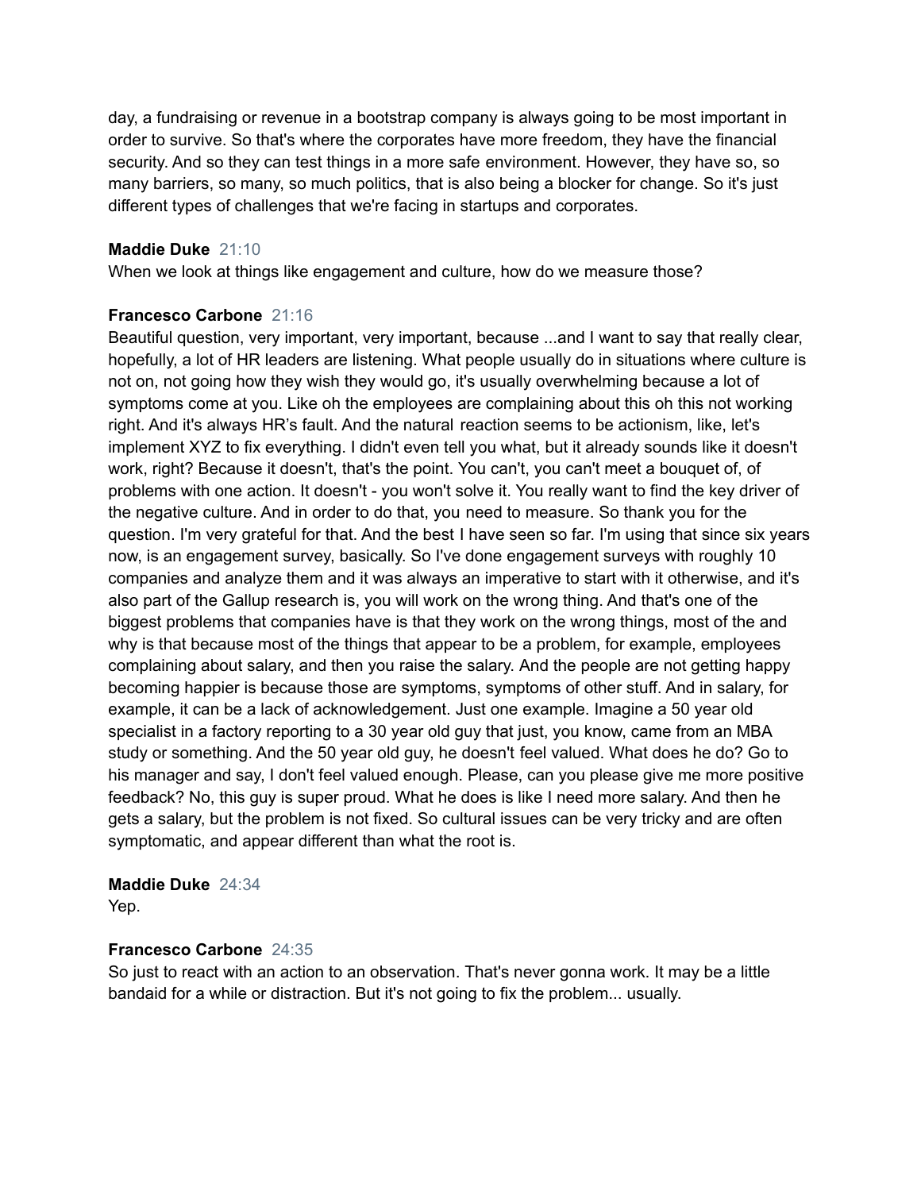day, a fundraising or revenue in a bootstrap company is always going to be most important in order to survive. So that's where the corporates have more freedom, they have the financial security. And so they can test things in a more safe environment. However, they have so, so many barriers, so many, so much politics, that is also being a blocker for change. So it's just different types of challenges that we're facing in startups and corporates.

**Maddie Duke** 21:10
When we look at things like engagement and culture, how do we measure those?

**Francesco Carbone** 21:16
Beautiful question, very important, very important, because ...and I want to say that really clear, hopefully, a lot of HR leaders are listening. What people usually do in situations where culture is not on, not going how they wish they would go, it's usually overwhelming because a lot of symptoms come at you. Like oh the employees are complaining about this oh this not working right. And it's always HR's fault. And the natural reaction seems to be actionism, like, let's implement XYZ to fix everything. I didn't even tell you what, but it already sounds like it doesn't work, right? Because it doesn't, that's the point. You can't, you can't meet a bouquet of, of problems with one action. It doesn't - you won't solve it. You really want to find the key driver of the negative culture. And in order to do that, you need to measure. So thank you for the question. I'm very grateful for that. And the best I have seen so far. I'm using that since six years now, is an engagement survey, basically. So I've done engagement surveys with roughly 10 companies and analyze them and it was always an imperative to start with it otherwise, and it's also part of the Gallup research is, you will work on the wrong thing. And that's one of the biggest problems that companies have is that they work on the wrong things, most of the and why is that because most of the things that appear to be a problem, for example, employees complaining about salary, and then you raise the salary. And the people are not getting happy becoming happier is because those are symptoms, symptoms of other stuff. And in salary, for example, it can be a lack of acknowledgement. Just one example. Imagine a 50 year old specialist in a factory reporting to a 30 year old guy that just, you know, came from an MBA study or something. And the 50 year old guy, he doesn't feel valued. What does he do? Go to his manager and say, I don't feel valued enough. Please, can you please give me more positive feedback? No, this guy is super proud. What he does is like I need more salary. And then he gets a salary, but the problem is not fixed. So cultural issues can be very tricky and are often symptomatic, and appear different than what the root is.

**Maddie Duke** 24:34
Yep.

**Francesco Carbone** 24:35
So just to react with an action to an observation. That's never gonna work. It may be a little bandaid for a while or distraction. But it's not going to fix the problem... usually.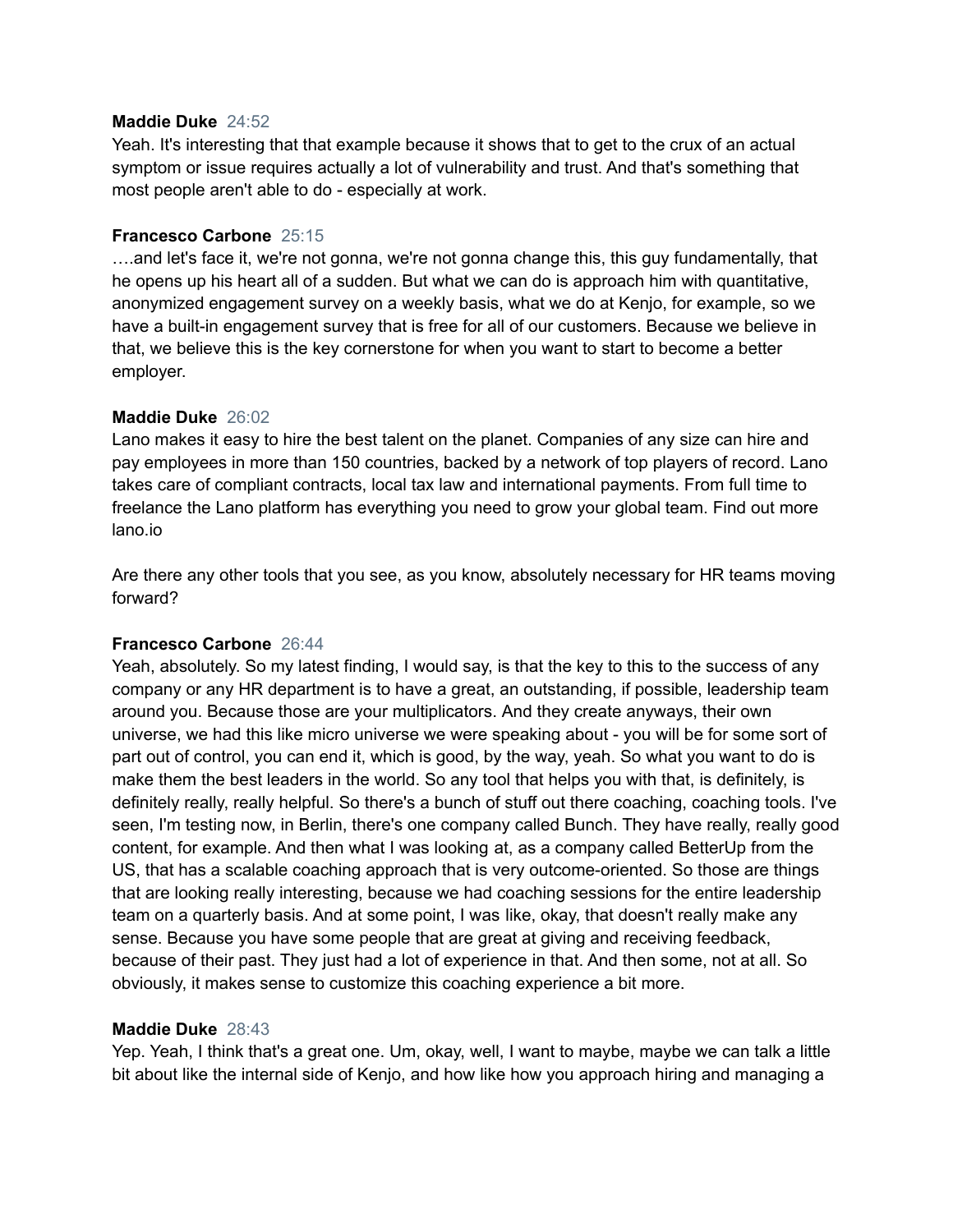**Maddie Duke** 24:52
Yeah. It's interesting that that example because it shows that to get to the crux of an actual symptom or issue requires actually a lot of vulnerability and trust. And that's something that most people aren't able to do - especially at work.

**Francesco Carbone** 25:15
….and let's face it, we're not gonna, we're not gonna change this, this guy fundamentally, that he opens up his heart all of a sudden. But what we can do is approach him with quantitative, anonymized engagement survey on a weekly basis, what we do at Kenjo, for example, so we have a built-in engagement survey that is free for all of our customers. Because we believe in that, we believe this is the key cornerstone for when you want to start to become a better employer.

**Maddie Duke** 26:02
Lano makes it easy to hire the best talent on the planet. Companies of any size can hire and pay employees in more than 150 countries, backed by a network of top players of record. Lano takes care of compliant contracts, local tax law and international payments. From full time to freelance the Lano platform has everything you need to grow your global team. Find out more lano.io

Are there any other tools that you see, as you know, absolutely necessary for HR teams moving forward?

**Francesco Carbone** 26:44
Yeah, absolutely. So my latest finding, I would say, is that the key to this to the success of any company or any HR department is to have a great, an outstanding, if possible, leadership team around you. Because those are your multiplicators. And they create anyways, their own universe, we had this like micro universe we were speaking about - you will be for some sort of part out of control, you can end it, which is good, by the way, yeah. So what you want to do is make them the best leaders in the world. So any tool that helps you with that, is definitely, is definitely really, really helpful. So there's a bunch of stuff out there coaching, coaching tools. I've seen, I'm testing now, in Berlin, there's one company called Bunch. They have really, really good content, for example. And then what I was looking at, as a company called BetterUp from the US, that has a scalable coaching approach that is very outcome-oriented. So those are things that are looking really interesting, because we had coaching sessions for the entire leadership team on a quarterly basis. And at some point, I was like, okay, that doesn't really make any sense. Because you have some people that are great at giving and receiving feedback, because of their past. They just had a lot of experience in that. And then some, not at all. So obviously, it makes sense to customize this coaching experience a bit more.

**Maddie Duke** 28:43
Yep. Yeah, I think that's a great one. Um, okay, well, I want to maybe, maybe we can talk a little bit about like the internal side of Kenjo, and how like how you approach hiring and managing a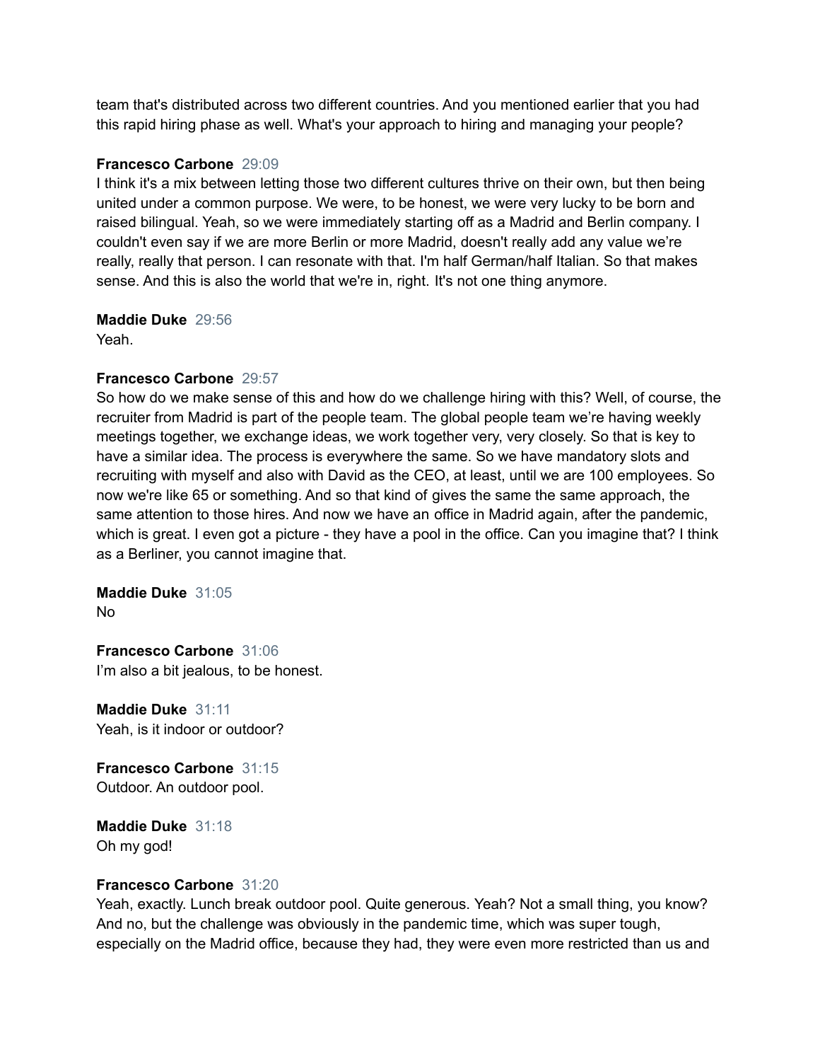team that's distributed across two different countries. And you mentioned earlier that you had this rapid hiring phase as well. What's your approach to hiring and managing your people?

**Francesco Carbone** 29:09
I think it's a mix between letting those two different cultures thrive on their own, but then being united under a common purpose. We were, to be honest, we were very lucky to be born and raised bilingual. Yeah, so we were immediately starting off as a Madrid and Berlin company. I couldn't even say if we are more Berlin or more Madrid, doesn't really add any value we're really, really that person. I can resonate with that. I'm half German/half Italian. So that makes sense. And this is also the world that we're in, right. It's not one thing anymore.

**Maddie Duke** 29:56
Yeah.

**Francesco Carbone** 29:57
So how do we make sense of this and how do we challenge hiring with this? Well, of course, the recruiter from Madrid is part of the people team. The global people team we're having weekly meetings together, we exchange ideas, we work together very, very closely. So that is key to have a similar idea. The process is everywhere the same. So we have mandatory slots and recruiting with myself and also with David as the CEO, at least, until we are 100 employees. So now we're like 65 or something. And so that kind of gives the same the same approach, the same attention to those hires. And now we have an office in Madrid again, after the pandemic, which is great. I even got a picture - they have a pool in the office. Can you imagine that? I think as a Berliner, you cannot imagine that.

**Maddie Duke** 31:05
No

**Francesco Carbone** 31:06
I'm also a bit jealous, to be honest.

**Maddie Duke** 31:11
Yeah, is it indoor or outdoor?

**Francesco Carbone** 31:15
Outdoor. An outdoor pool.

**Maddie Duke** 31:18
Oh my god!

**Francesco Carbone** 31:20
Yeah, exactly. Lunch break outdoor pool. Quite generous. Yeah? Not a small thing, you know? And no, but the challenge was obviously in the pandemic time, which was super tough, especially on the Madrid office, because they had, they were even more restricted than us and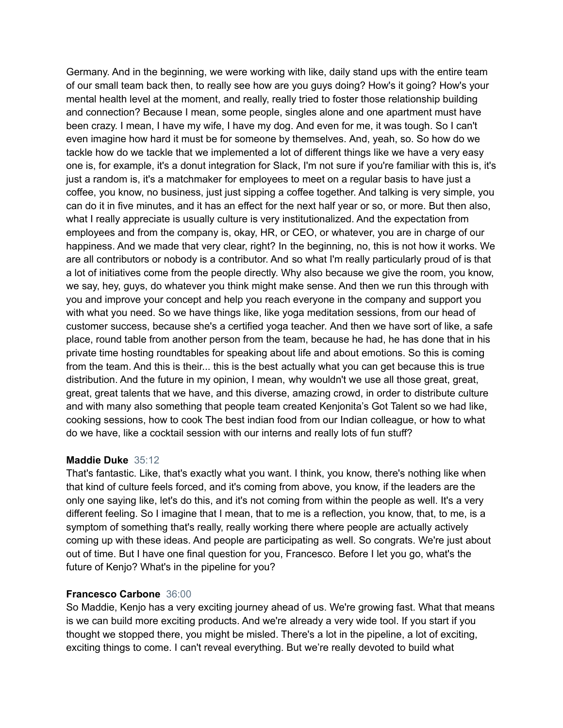Germany. And in the beginning, we were working with like, daily stand ups with the entire team of our small team back then, to really see how are you guys doing? How's it going? How's your mental health level at the moment, and really, really tried to foster those relationship building and connection? Because I mean, some people, singles alone and one apartment must have been crazy. I mean, I have my wife, I have my dog. And even for me, it was tough. So I can't even imagine how hard it must be for someone by themselves. And, yeah, so. So how do we tackle how do we tackle that we implemented a lot of different things like we have a very easy one is, for example, it's a donut integration for Slack, I'm not sure if you're familiar with this is, it's just a random is, it's a matchmaker for employees to meet on a regular basis to have just a coffee, you know, no business, just just sipping a coffee together. And talking is very simple, you can do it in five minutes, and it has an effect for the next half year or so, or more. But then also, what I really appreciate is usually culture is very institutionalized. And the expectation from employees and from the company is, okay, HR, or CEO, or whatever, you are in charge of our happiness. And we made that very clear, right? In the beginning, no, this is not how it works. We are all contributors or nobody is a contributor. And so what I'm really particularly proud of is that a lot of initiatives come from the people directly. Why also because we give the room, you know, we say, hey, guys, do whatever you think might make sense. And then we run this through with you and improve your concept and help you reach everyone in the company and support you with what you need. So we have things like, like yoga meditation sessions, from our head of customer success, because she's a certified yoga teacher. And then we have sort of like, a safe place, round table from another person from the team, because he had, he has done that in his private time hosting roundtables for speaking about life and about emotions. So this is coming from the team. And this is their... this is the best actually what you can get because this is true distribution. And the future in my opinion, I mean, why wouldn't we use all those great, great, great, great talents that we have, and this diverse, amazing crowd, in order to distribute culture and with many also something that people team created Kenjonita's Got Talent so we had like, cooking sessions, how to cook The best indian food from our Indian colleague, or how to what do we have, like a cocktail session with our interns and really lots of fun stuff?

**Maddie Duke** 35:12
That's fantastic. Like, that's exactly what you want. I think, you know, there's nothing like when that kind of culture feels forced, and it's coming from above, you know, if the leaders are the only one saying like, let's do this, and it's not coming from within the people as well. It's a very different feeling. So I imagine that I mean, that to me is a reflection, you know, that, to me, is a symptom of something that's really, really working there where people are actually actively coming up with these ideas. And people are participating as well. So congrats. We're just about out of time. But I have one final question for you, Francesco. Before I let you go, what's the future of Kenjo? What's in the pipeline for you?

**Francesco Carbone** 36:00
So Maddie, Kenjo has a very exciting journey ahead of us. We're growing fast. What that means is we can build more exciting products. And we're already a very wide tool. If you start if you thought we stopped there, you might be misled. There's a lot in the pipeline, a lot of exciting, exciting things to come. I can't reveal everything. But we're really devoted to build what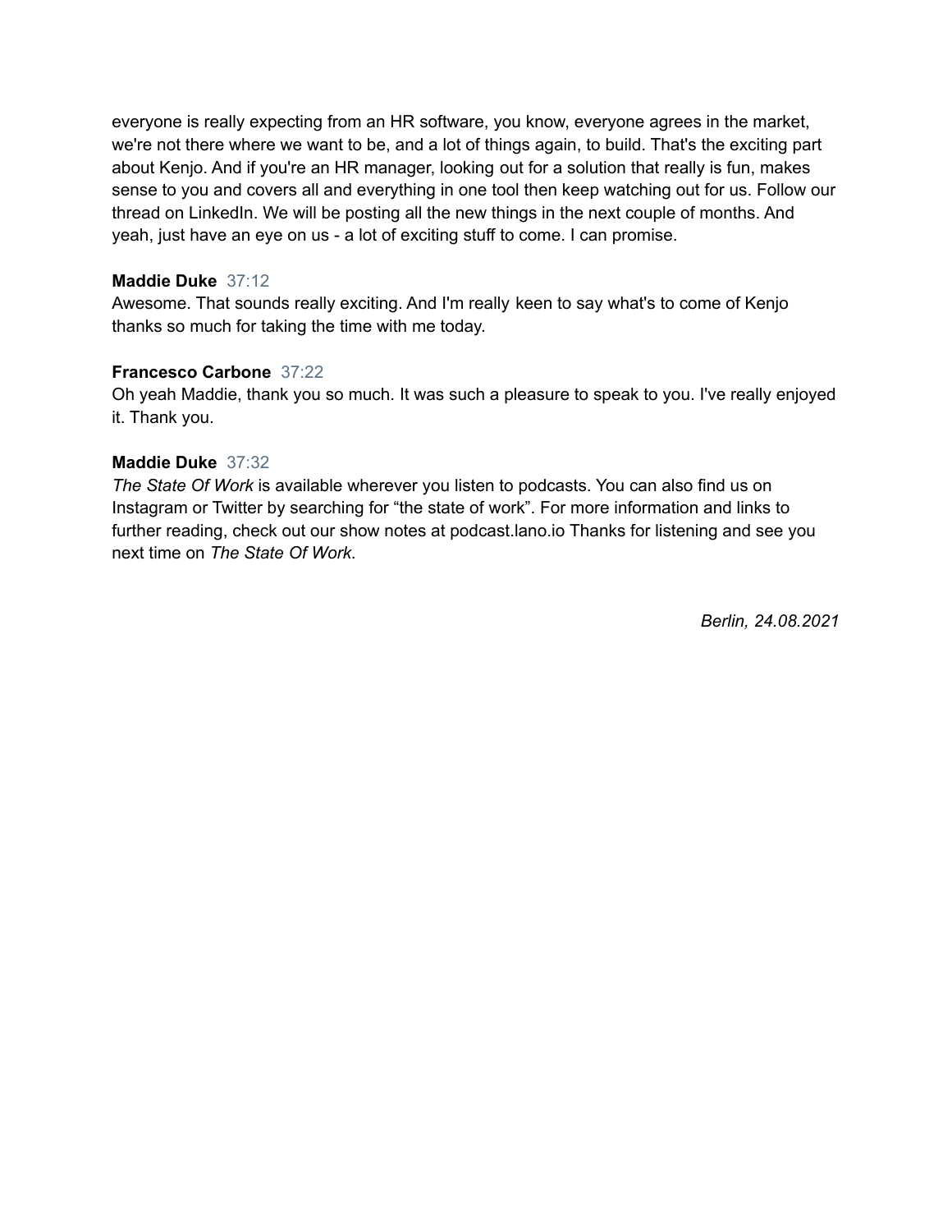everyone is really expecting from an HR software, you know, everyone agrees in the market, we're not there where we want to be, and a lot of things again, to build. That's the exciting part about Kenjo. And if you're an HR manager, looking out for a solution that really is fun, makes sense to you and covers all and everything in one tool then keep watching out for us. Follow our thread on LinkedIn. We will be posting all the new things in the next couple of months. And yeah, just have an eye on us - a lot of exciting stuff to come. I can promise.

**Maddie Duke** 37:12
Awesome. That sounds really exciting. And I'm really keen to say what's to come of Kenjo thanks so much for taking the time with me today.

**Francesco Carbone** 37:22
Oh yeah Maddie, thank you so much. It was such a pleasure to speak to you. I've really enjoyed it. Thank you.

**Maddie Duke** 37:32
*The State Of Work* is available wherever you listen to podcasts. You can also find us on Instagram or Twitter by searching for “the state of work”. For more information and links to further reading, check out our show notes at podcast.lano.io Thanks for listening and see you next time on *The State Of Work*.

*Berlin, 24.08.2021*